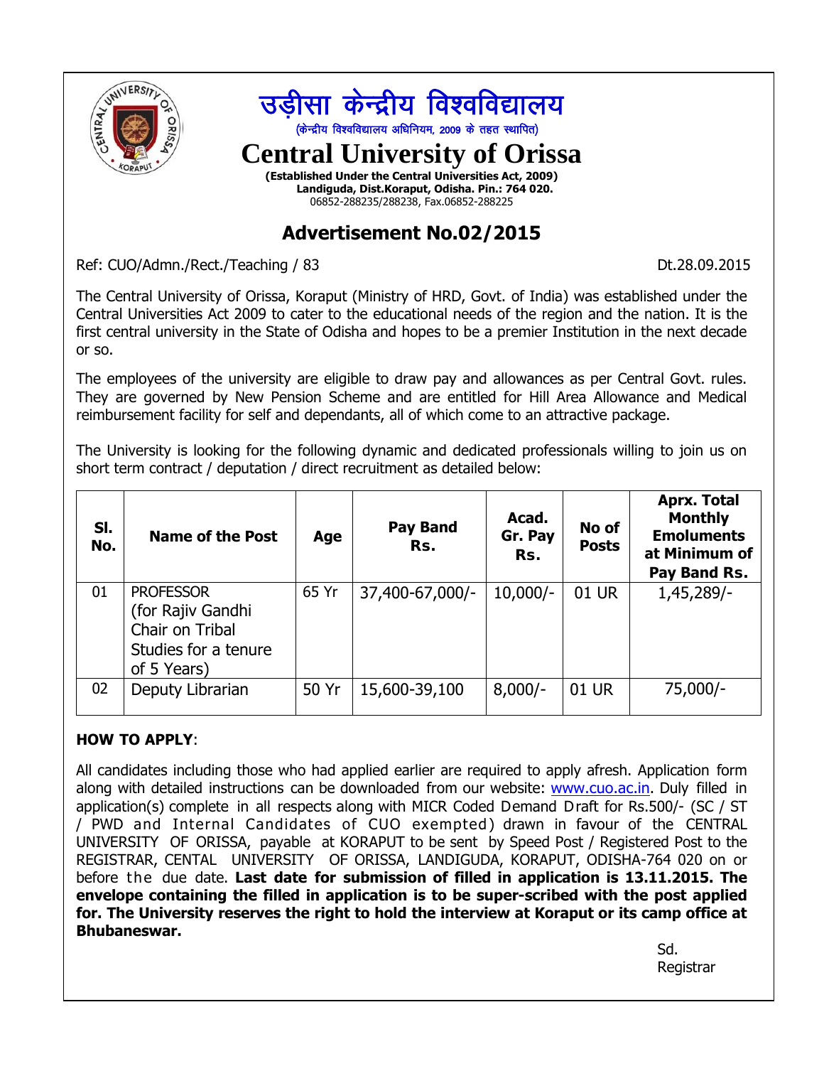# उड़ीसा केन्द्रीय विश्वविद्यालय

(केन्द्रीय विश्वविद्यालय अधिनियम, 2009 के तहत स्थापित)

# Central University of Orissa

**(Established Under the Central Universities Act, 2009)**
**Landiguda, Dist.Koraput, Odisha. Pin.: 764 020.**
06852-288235/288238, Fax.06852-288225

## Advertisement No.02/2015

Ref: CUO/Admn./Rect./Teaching / 83 Dt.28.09.2015

The Central University of Orissa, Koraput (Ministry of HRD, Govt. of India) was established under the Central Universities Act 2009 to cater to the educational needs of the region and the nation. It is the first central university in the State of Odisha and hopes to be a premier Institution in the next decade or so.

The employees of the university are eligible to draw pay and allowances as per Central Govt. rules. They are governed by New Pension Scheme and are entitled for Hill Area Allowance and Medical reimbursement facility for self and dependants, all of which come to an attractive package.

The University is looking for the following dynamic and dedicated professionals willing to join us on short term contract / deputation / direct recruitment as detailed below:

| Sl. No. | Name of the Post | Age | Pay Band Rs. | Acad. Gr. Pay Rs. | No of Posts | Aprx. Total Monthly Emoluments at Minimum of Pay Band Rs. |
|---|---|---|---|---|---|---|
| 01 | PROFESSOR (for Rajiv Gandhi Chair on Tribal Studies for a tenure of 5 Years) | 65 Yr | 37,400-67,000/- | 10,000/- | 01 UR | 1,45,289/- |
| 02 | Deputy Librarian | 50 Yr | 15,600-39,100 | 8,000/- | 01 UR | 75,000/- |

**HOW TO APPLY**:

All candidates including those who had applied earlier are required to apply afresh. Application form along with detailed instructions can be downloaded from our website: www.cuo.ac.in. Duly filled in application(s) complete in all respects along with MICR Coded Demand Draft for Rs.500/- (SC / ST / PWD and Internal Candidates of CUO exempted) drawn in favour of the CENTRAL UNIVERSITY OF ORISSA, payable at KORAPUT to be sent by Speed Post / Registered Post to the REGISTRAR, CENTAL UNIVERSITY OF ORISSA, LANDIGUDA, KORAPUT, ODISHA-764 020 on or before the due date. **Last date for submission of filled in application is 13.11.2015. The envelope containing the filled in application is to be super-scribed with the post applied for. The University reserves the right to hold the interview at Koraput or its camp office at Bhubaneswar.**

Sd.
Registrar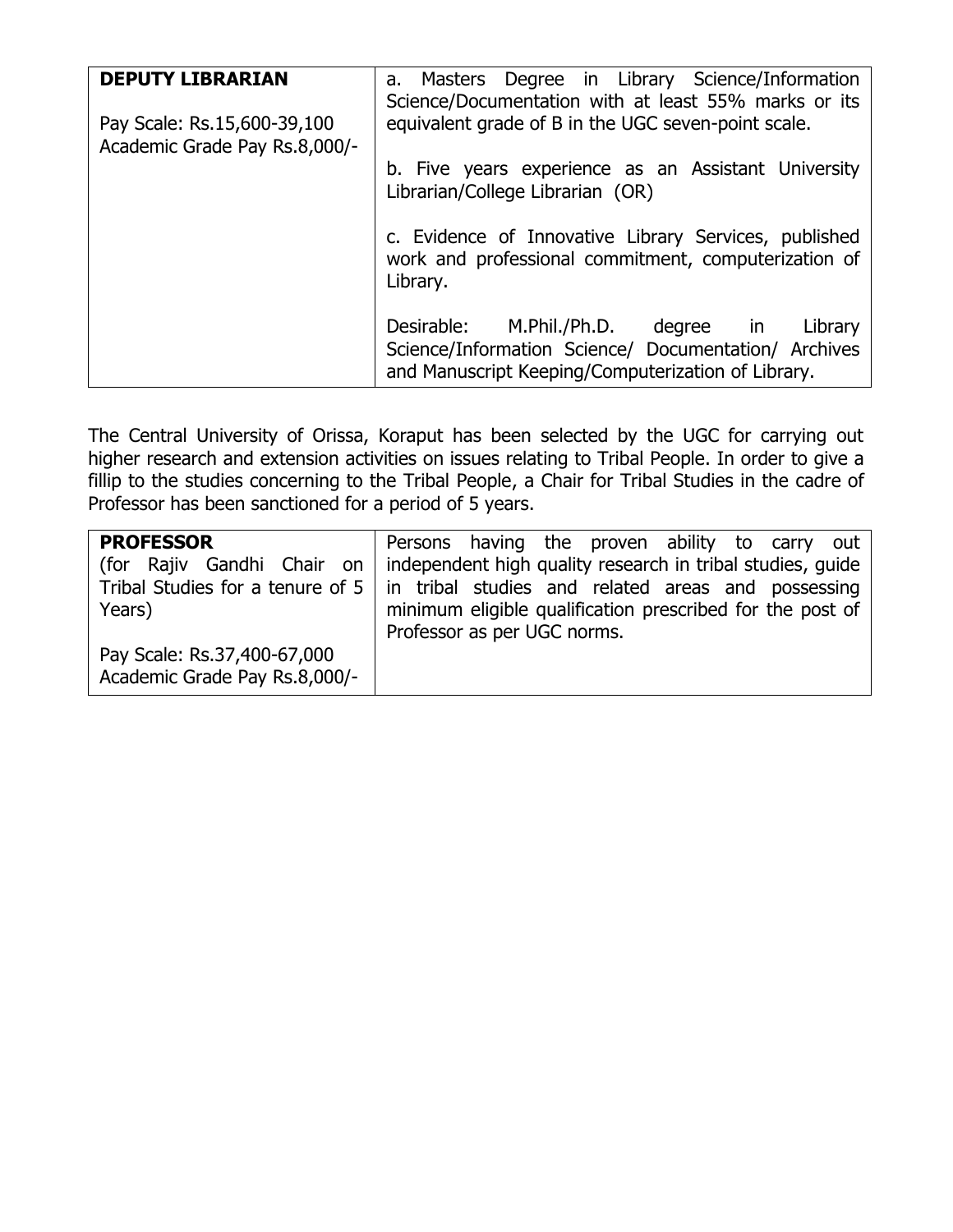| **DEPUTY LIBRARIAN**<br><br>Pay Scale: Rs.15,600-39,100<br>Academic Grade Pay Rs.8,000/- | a. Masters Degree in Library Science/Information Science/Documentation with at least 55% marks or its equivalent grade of B in the UGC seven-point scale.<br><br>b. Five years experience as an Assistant University Librarian/College Librarian (OR)<br><br>c. Evidence of Innovative Library Services, published work and professional commitment, computerization of Library.<br><br>Desirable: M.Phil./Ph.D. degree in Library Science/Information Science/ Documentation/ Archives and Manuscript Keeping/Computerization of Library. |
|---|---|

The Central University of Orissa, Koraput has been selected by the UGC for carrying out higher research and extension activities on issues relating to Tribal People. In order to give a fillip to the studies concerning to the Tribal People, a Chair for Tribal Studies in the cadre of Professor has been sanctioned for a period of 5 years.

| **PROFESSOR**<br>(for Rajiv Gandhi Chair on Tribal Studies for a tenure of 5 Years)<br><br>Pay Scale: Rs.37,400-67,000<br>Academic Grade Pay Rs.8,000/- | Persons having the proven ability to carry out independent high quality research in tribal studies, guide in tribal studies and related areas and possessing minimum eligible qualification prescribed for the post of Professor as per UGC norms. |
|---|---|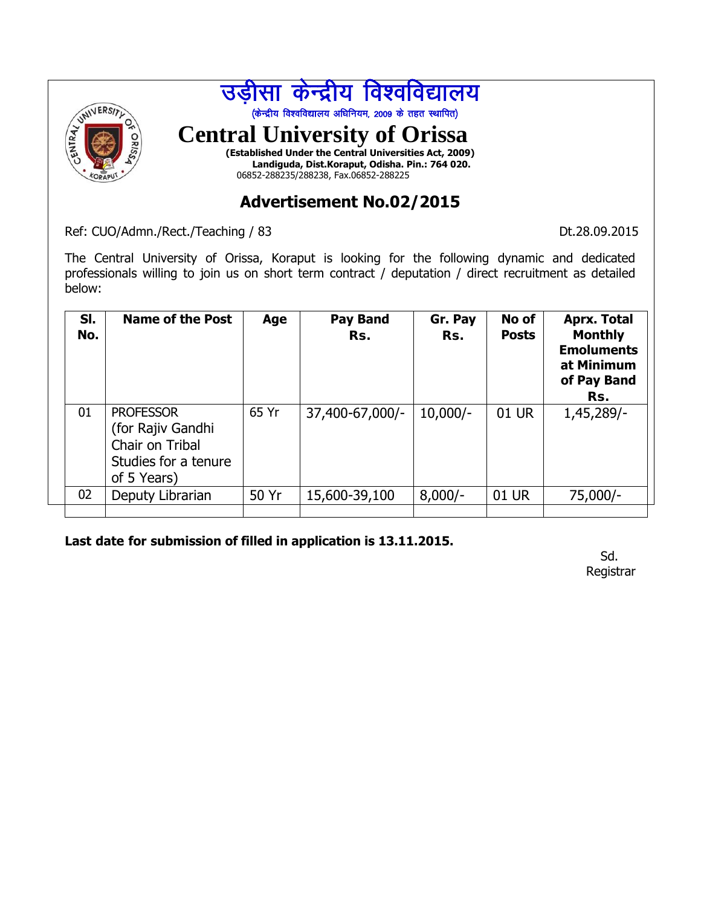# उड़ीसा केन्द्रीय विश्वविद्यालय

(केन्द्रीय विश्वविद्यालय अधिनियम, 2009 के तहत स्थापित)

# Central University of Orissa

**(Established Under the Central Universities Act, 2009)**
**Landiguda, Dist.Koraput, Odisha. Pin.: 764 020.**
06852-288235/288238, Fax.06852-288225

## Advertisement No.02/2015

Ref: CUO/Admn./Rect./Teaching / 83 Dt.28.09.2015

The Central University of Orissa, Koraput is looking for the following dynamic and dedicated professionals willing to join us on short term contract / deputation / direct recruitment as detailed below:

| Sl. No. | Name of the Post | Age | Pay Band Rs. | Gr. Pay Rs. | No of Posts | Aprx. Total Monthly Emoluments at Minimum of Pay Band Rs. |
|---|---|---|---|---|---|---|
| 01 | PROFESSOR (for Rajiv Gandhi Chair on Tribal Studies for a tenure of 5 Years) | 65 Yr | 37,400-67,000/- | 10,000/- | 01 UR | 1,45,289/- |
| 02 | Deputy Librarian | 50 Yr | 15,600-39,100 | 8,000/- | 01 UR | 75,000/- |
| | | | | | | |

**Last date for submission of filled in application is 13.11.2015.**

Sd.
Registrar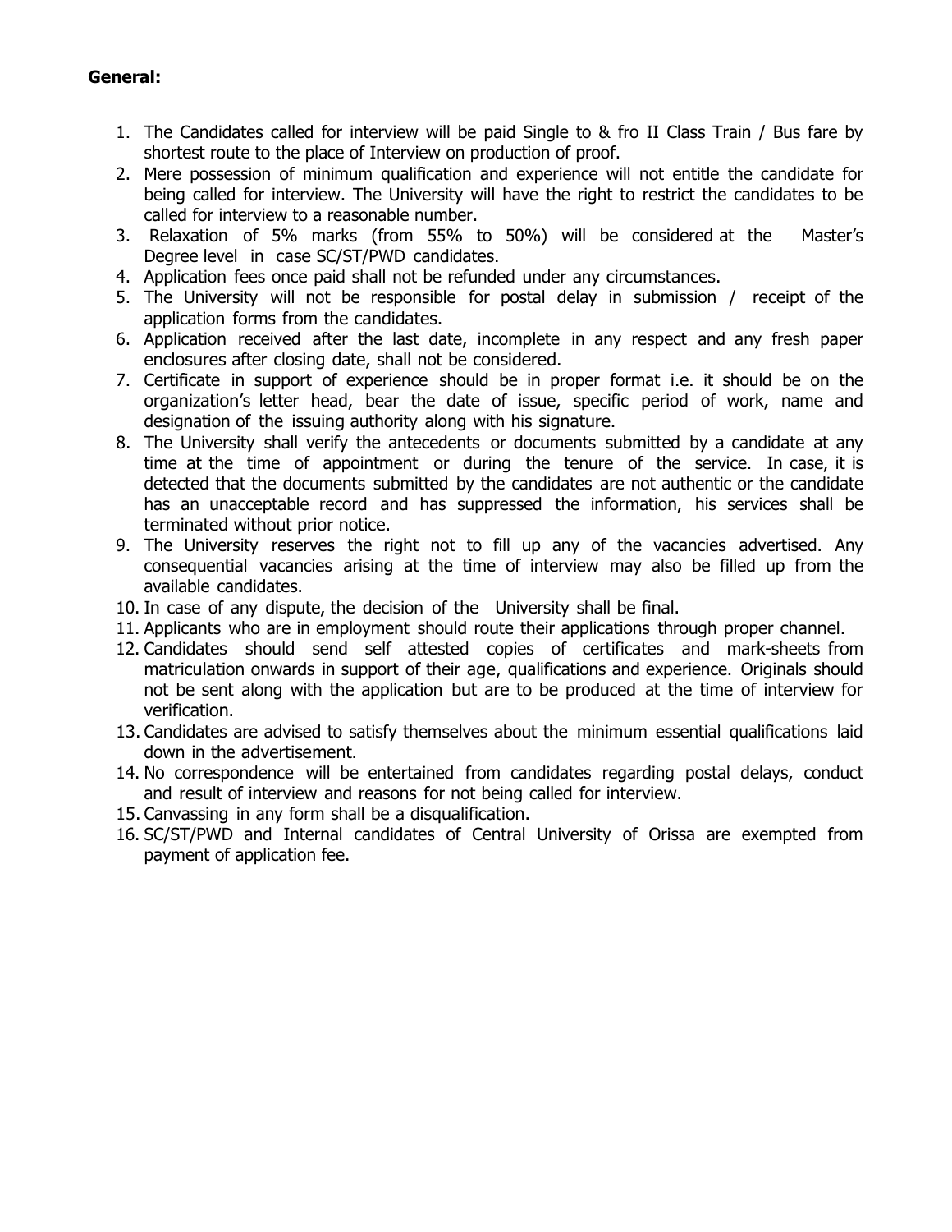**General:**

1. The Candidates called for interview will be paid Single to & fro II Class Train / Bus fare by shortest route to the place of Interview on production of proof.
2. Mere possession of minimum qualification and experience will not entitle the candidate for being called for interview. The University will have the right to restrict the candidates to be called for interview to a reasonable number.
3. Relaxation of 5% marks (from 55% to 50%) will be considered at the Master's Degree level in case SC/ST/PWD candidates.
4. Application fees once paid shall not be refunded under any circumstances.
5. The University will not be responsible for postal delay in submission / receipt of the application forms from the candidates.
6. Application received after the last date, incomplete in any respect and any fresh paper enclosures after closing date, shall not be considered.
7. Certificate in support of experience should be in proper format i.e. it should be on the organization's letter head, bear the date of issue, specific period of work, name and designation of the issuing authority along with his signature.
8. The University shall verify the antecedents or documents submitted by a candidate at any time at the time of appointment or during the tenure of the service. In case, it is detected that the documents submitted by the candidates are not authentic or the candidate has an unacceptable record and has suppressed the information, his services shall be terminated without prior notice.
9. The University reserves the right not to fill up any of the vacancies advertised. Any consequential vacancies arising at the time of interview may also be filled up from the available candidates.
10. In case of any dispute, the decision of the University shall be final.
11. Applicants who are in employment should route their applications through proper channel.
12. Candidates should send self attested copies of certificates and mark-sheets from matriculation onwards in support of their age, qualifications and experience. Originals should not be sent along with the application but are to be produced at the time of interview for verification.
13. Candidates are advised to satisfy themselves about the minimum essential qualifications laid down in the advertisement.
14. No correspondence will be entertained from candidates regarding postal delays, conduct and result of interview and reasons for not being called for interview.
15. Canvassing in any form shall be a disqualification.
16. SC/ST/PWD and Internal candidates of Central University of Orissa are exempted from payment of application fee.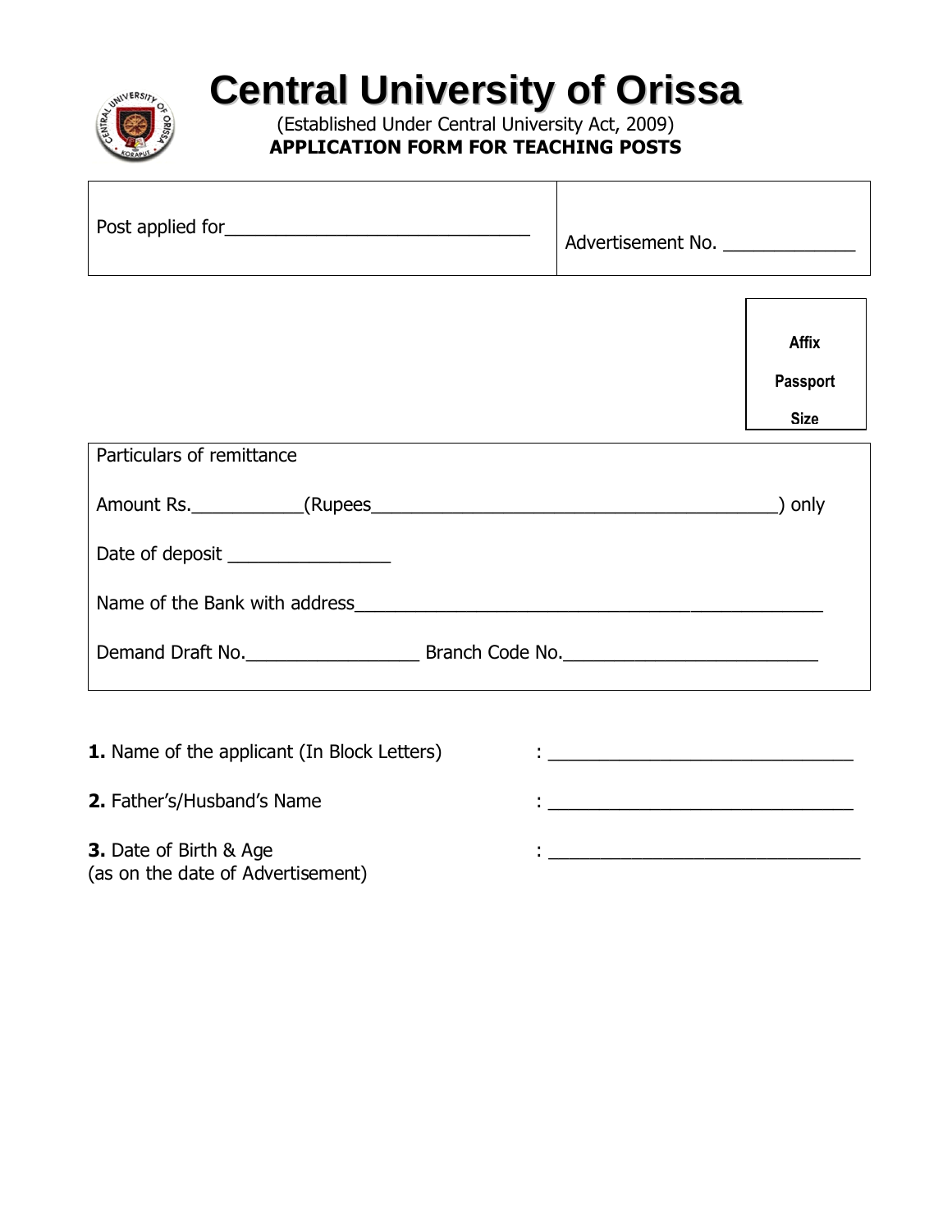# Central University of Orissa

(Established Under Central University Act, 2009)

**APPLICATION FORM FOR TEACHING POSTS**

| Post applied for______________________________ | Advertisement No. _____________ |
|---|---|

Affix

Passport

Size

Particulars of remittance

Amount Rs.___________(Rupees________________________________________) only

Date of deposit ________________

Name of the Bank with address______________________________________________

Demand Draft No._________________ Branch Code No._________________________

**1.** Name of the applicant (In Block Letters) : ______________________________

**2.** Father's/Husband's Name : ______________________________

**3.** Date of Birth & Age (as on the date of Advertisement) : ______________________________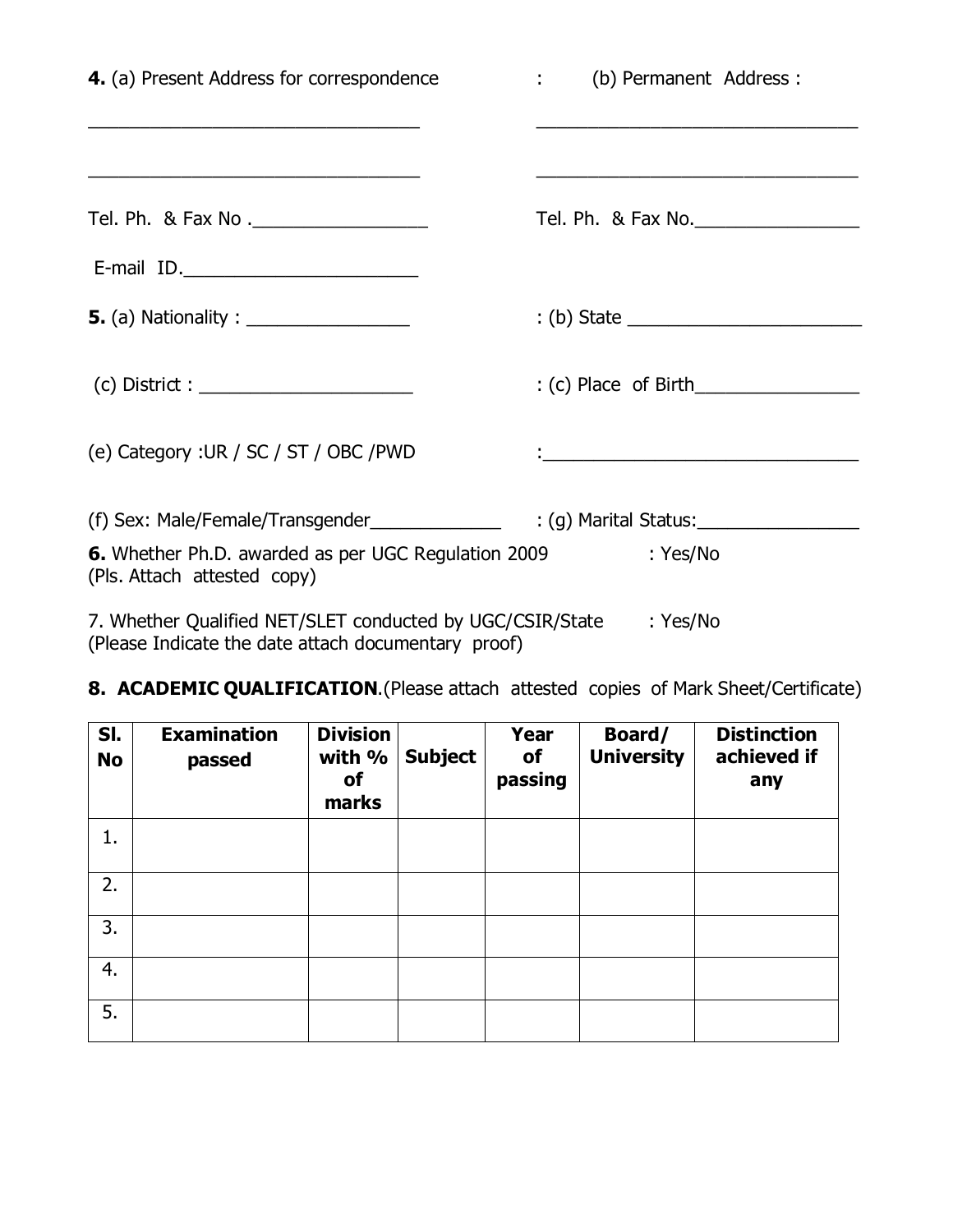**4.** (a) Present Address for correspondence : (b) Permanent Address :

\_\_\_\_\_\_\_\_\_\_\_\_\_\_\_\_\_\_\_\_\_\_\_\_\_\_\_\_\_\_\_\_ \_\_\_\_\_\_\_\_\_\_\_\_\_\_\_\_\_\_\_\_\_\_\_\_\_\_\_\_\_\_\_\_

\_\_\_\_\_\_\_\_\_\_\_\_\_\_\_\_\_\_\_\_\_\_\_\_\_\_\_\_\_\_\_\_ \_\_\_\_\_\_\_\_\_\_\_\_\_\_\_\_\_\_\_\_\_\_\_\_\_\_\_\_\_\_\_\_

Tel. Ph. & Fax No .\_\_\_\_\_\_\_\_\_\_\_\_\_\_\_\_\_ Tel. Ph. & Fax No.\_\_\_\_\_\_\_\_\_\_\_\_\_\_\_\_

E-mail ID.\_\_\_\_\_\_\_\_\_\_\_\_\_\_\_\_\_\_\_\_\_\_\_

**5.** (a) Nationality : \_\_\_\_\_\_\_\_\_\_\_\_\_\_\_\_ : (b) State \_\_\_\_\_\_\_\_\_\_\_\_\_\_\_\_\_\_\_\_\_\_\_

(c) District : \_\_\_\_\_\_\_\_\_\_\_\_\_\_\_\_\_\_\_\_\_ : (c) Place of Birth\_\_\_\_\_\_\_\_\_\_\_\_\_\_\_\_

(e) Category :UR / SC / ST / OBC /PWD :\_\_\_\_\_\_\_\_\_\_\_\_\_\_\_\_\_\_\_\_\_\_\_\_\_\_\_\_\_\_\_

(f) Sex: Male/Female/Transgender\_\_\_\_\_\_\_\_\_\_\_\_\_ : (g) Marital Status:\_\_\_\_\_\_\_\_\_\_\_\_\_\_\_\_

**6.** Whether Ph.D. awarded as per UGC Regulation 2009 : Yes/No
(Pls. Attach attested copy)

7. Whether Qualified NET/SLET conducted by UGC/CSIR/State : Yes/No
(Please Indicate the date attach documentary proof)

**8. ACADEMIC QUALIFICATION**.(Please attach attested copies of Mark Sheet/Certificate)

| Sl. No | Examination passed | Division with % of marks | Subject | Year of passing | Board/ University | Distinction achieved if any |
|---|---|---|---|---|---|---|
| 1. | | | | | | |
| 2. | | | | | | |
| 3. | | | | | | |
| 4. | | | | | | |
| 5. | | | | | | |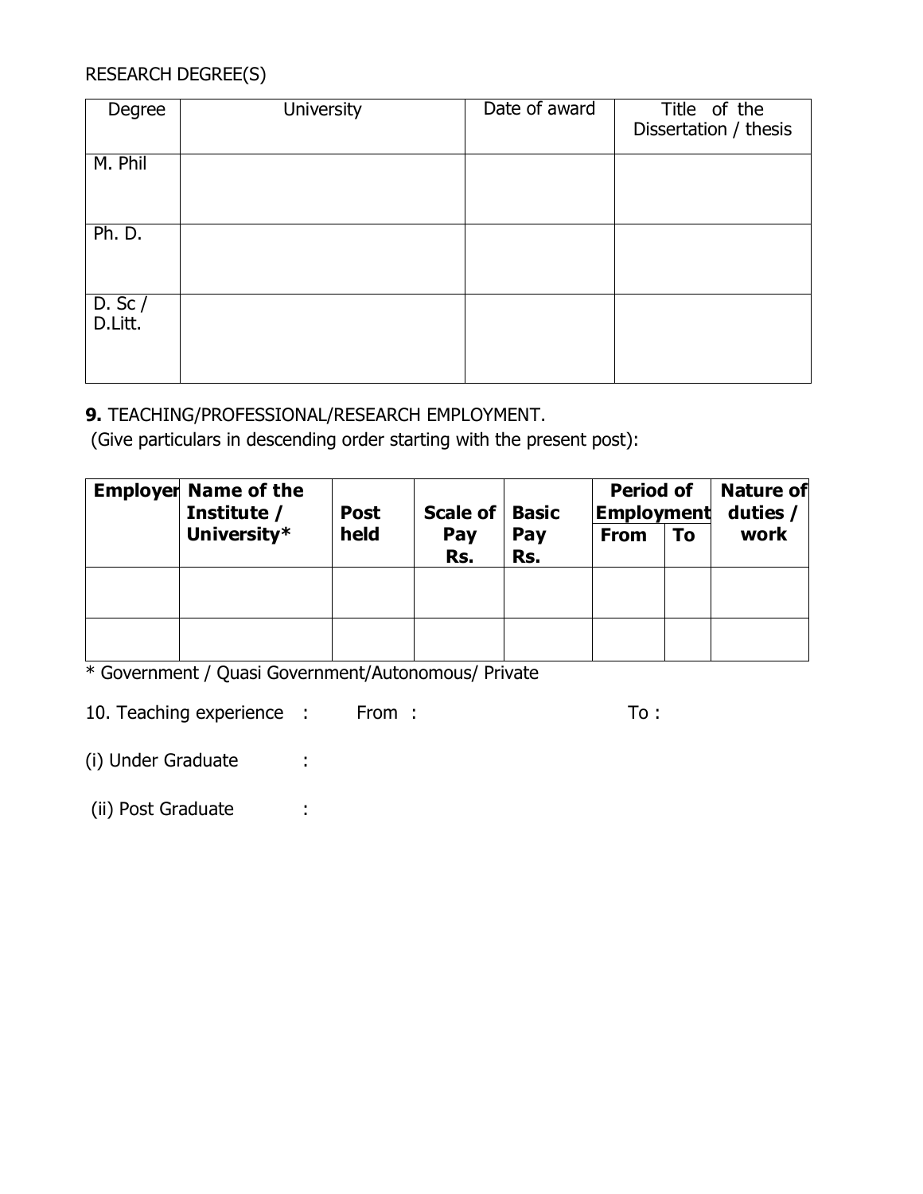RESEARCH DEGREE(S)

| Degree | University | Date of award | Title of the Dissertation / thesis |
|---|---|---|---|
| M. Phil | | | |
| Ph. D. | | | |
| D. Sc / D.Litt. | | | |

**9.** TEACHING/PROFESSIONAL/RESEARCH EMPLOYMENT.
(Give particulars in descending order starting with the present post):

| **Employer** | **Name of the Institute / University*** | **Post held** | **Scale of Pay Rs.** | **Basic Pay Rs.** | **Period of Employment** | | **Nature of duties / work** |
|---|---|---|---|---|---|---|---|
| | | | | | **From** | **To** | |
| | | | | | | | |
| | | | | | | | |

* Government / Quasi Government/Autonomous/ Private

10. Teaching experience : From : To :

(i) Under Graduate :

(ii) Post Graduate :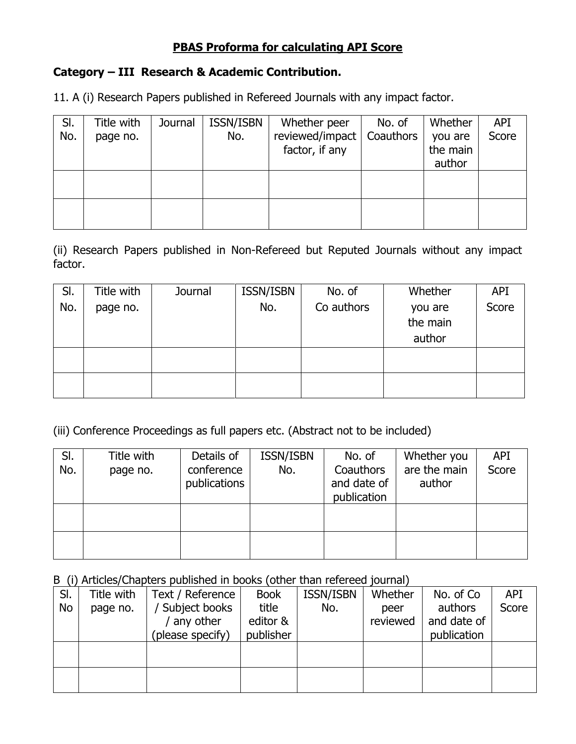## **PBAS Proforma for calculating API Score**

### **Category – III Research & Academic Contribution.**

11. A (i) Research Papers published in Refereed Journals with any impact factor.

| Sl. No. | Title with page no. | Journal | ISSN/ISBN No. | Whether peer reviewed/impact factor, if any | No. of Coauthors | Whether you are the main author | API Score |
|---|---|---|---|---|---|---|---|
| | | | | | | | |
| | | | | | | | |

(ii) Research Papers published in Non-Refereed but Reputed Journals without any impact factor.

| Sl. No. | Title with page no. | Journal | ISSN/ISBN No. | No. of Co authors | Whether you are the main author | API Score |
|---|---|---|---|---|---|---|
| | | | | | | |
| | | | | | | |

(iii) Conference Proceedings as full papers etc. (Abstract not to be included)

| Sl. No. | Title with page no. | Details of conference publications | ISSN/ISBN No. | No. of Coauthors and date of publication | Whether you are the main author | API Score |
|---|---|---|---|---|---|---|
| | | | | | | |
| | | | | | | |

B (i) Articles/Chapters published in books (other than refereed journal)

| Sl. No | Title with page no. | Text / Reference / Subject books / any other (please specify) | Book title editor & publisher | ISSN/ISBN No. | Whether peer reviewed | No. of Co authors and date of publication | API Score |
|---|---|---|---|---|---|---|---|
| | | | | | | | |
| | | | | | | | |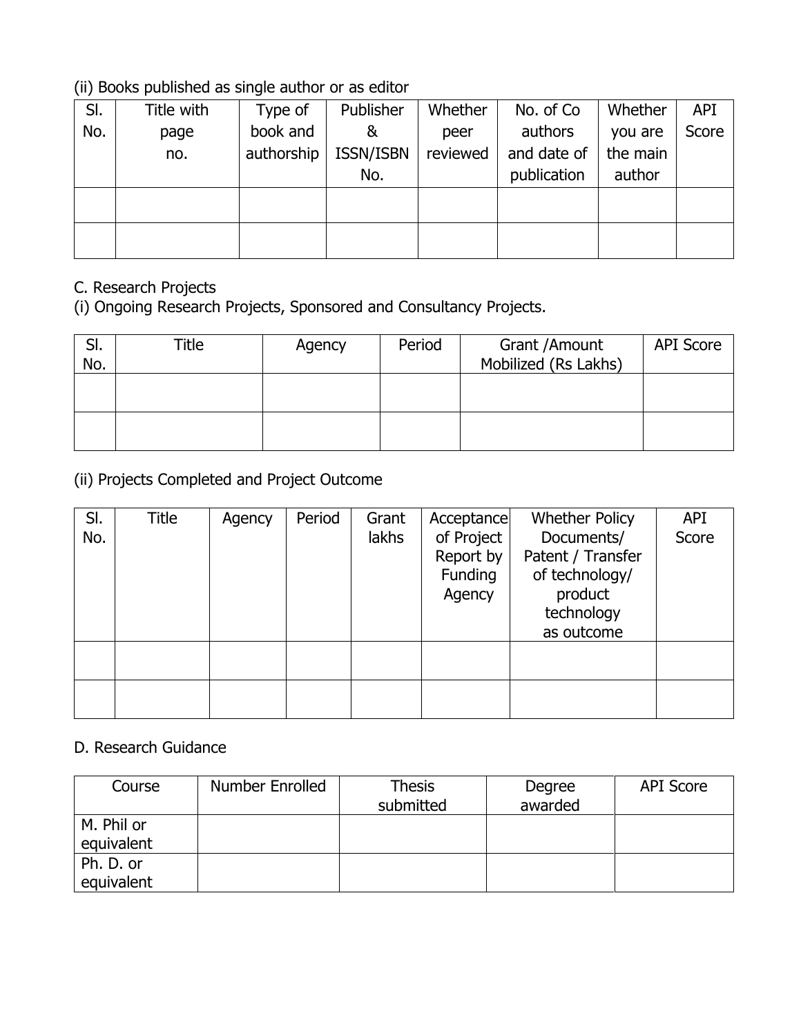(ii) Books published as single author or as editor

| Sl. No. | Title with page no. | Type of book and authorship | Publisher & ISSN/ISBN No. | Whether peer reviewed | No. of Co authors and date of publication | Whether you are the main author | API Score |
|---|---|---|---|---|---|---|---|
| | | | | | | | |
| | | | | | | | |

C. Research Projects

(i) Ongoing Research Projects, Sponsored and Consultancy Projects.

| Sl. No. | Title | Agency | Period | Grant /Amount Mobilized (Rs Lakhs) | API Score |
|---|---|---|---|---|---|
| | | | | | |
| | | | | | |

(ii) Projects Completed and Project Outcome

| Sl. No. | Title | Agency | Period | Grant lakhs | Acceptance of Project Report by Funding Agency | Whether Policy Documents/ Patent / Transfer of technology/ product technology as outcome | API Score |
|---|---|---|---|---|---|---|---|
| | | | | | | | |
| | | | | | | | |

D. Research Guidance

| Course | Number Enrolled | Thesis submitted | Degree awarded | API Score |
|---|---|---|---|---|
| M. Phil or equivalent | | | | |
| Ph. D. or equivalent | | | | |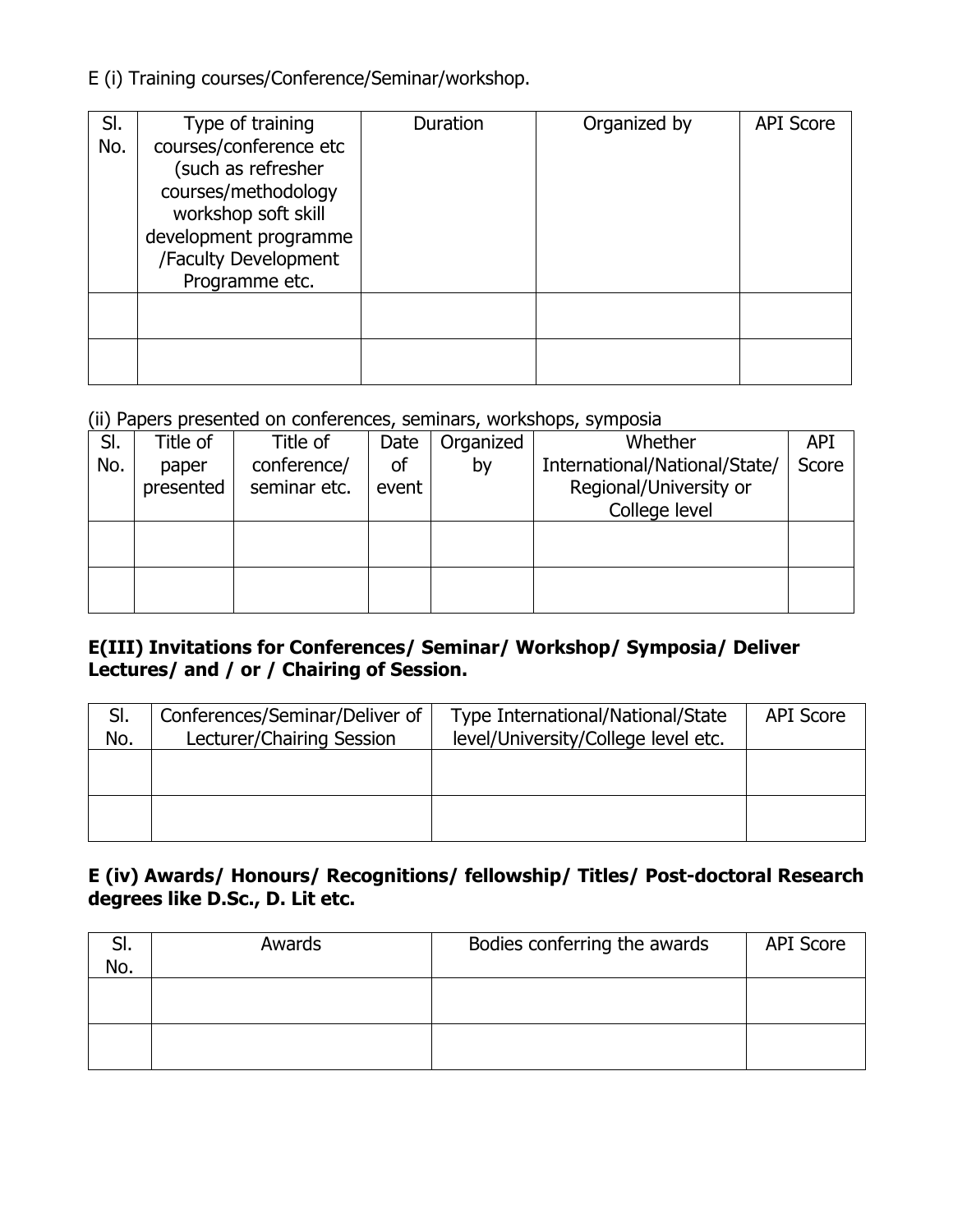E (i) Training courses/Conference/Seminar/workshop.

| Sl. No. | Type of training courses/conference etc (such as refresher courses/methodology workshop soft skill development programme /Faculty Development Programme etc. | Duration | Organized by | API Score |
|---|---|---|---|---|
| | | | | |
| | | | | |

(ii) Papers presented on conferences, seminars, workshops, symposia

| Sl. No. | Title of paper presented | Title of conference/ seminar etc. | Date of event | Organized by | Whether International/National/State/ Regional/University or College level | API Score |
|---|---|---|---|---|---|---|
| | | | | | | |
| | | | | | | |

**E(III) Invitations for Conferences/ Seminar/ Workshop/ Symposia/ Deliver Lectures/ and / or / Chairing of Session.**

| Sl. No. | Conferences/Seminar/Deliver of Lecturer/Chairing Session | Type International/National/State level/University/College level etc. | API Score |
|---|---|---|---|
| | | | |
| | | | |

**E (iv) Awards/ Honours/ Recognitions/ fellowship/ Titles/ Post-doctoral Research degrees like D.Sc., D. Lit etc.**

| Sl. No. | Awards | Bodies conferring the awards | API Score |
|---|---|---|---|
| | | | |
| | | | |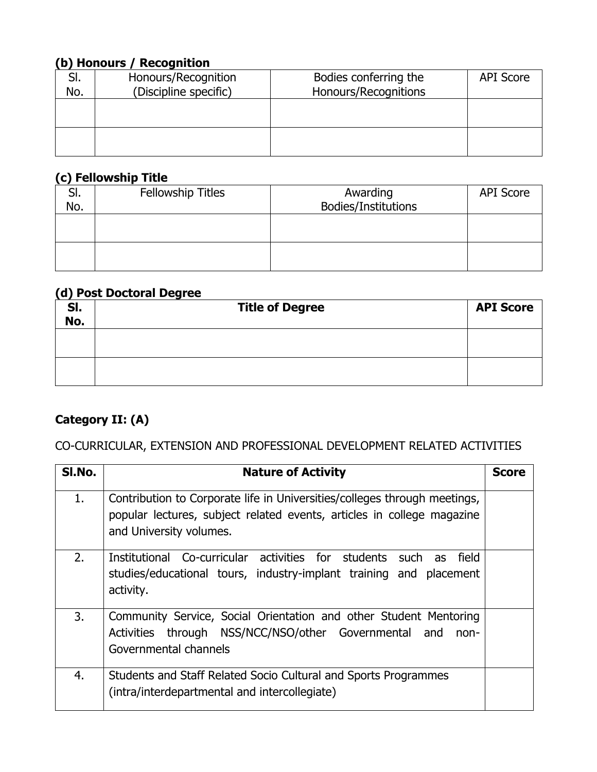### (b) Honours / Recognition

| Sl. No. | Honours/Recognition (Discipline specific) | Bodies conferring the Honours/Recognitions | API Score |
|---|---|---|---|
| | | | |
| | | | |

### (c) Fellowship Title

| Sl. No. | Fellowship Titles | Awarding Bodies/Institutions | API Score |
|---|---|---|---|
| | | | |
| | | | |

### (d) Post Doctoral Degree

| Sl. No. | Title of Degree | API Score |
|---|---|---|
| | | |
| | | |

### Category II: (A)

CO-CURRICULAR, EXTENSION AND PROFESSIONAL DEVELOPMENT RELATED ACTIVITIES

| Sl.No. | Nature of Activity | Score |
|---|---|---|
| 1. | Contribution to Corporate life in Universities/colleges through meetings, popular lectures, subject related events, articles in college magazine and University volumes. | |
| 2. | Institutional Co-curricular activities for students such as field studies/educational tours, industry-implant training and placement activity. | |
| 3. | Community Service, Social Orientation and other Student Mentoring Activities through NSS/NCC/NSO/other Governmental and non-Governmental channels | |
| 4. | Students and Staff Related Socio Cultural and Sports Programmes (intra/interdepartmental and intercollegiate) | |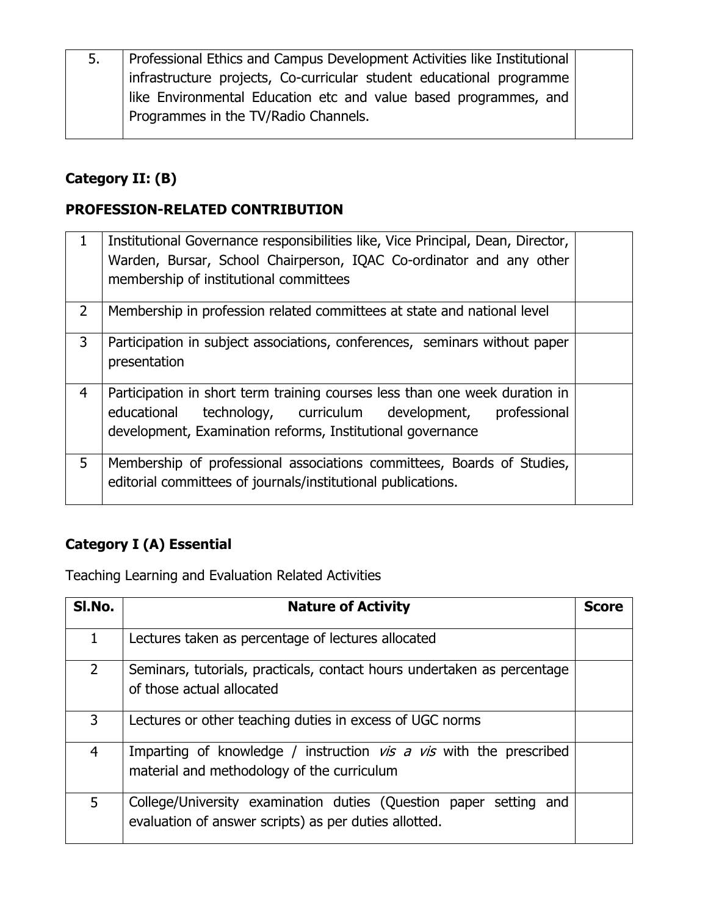| | | |
|---|---|---|
| 5. | Professional Ethics and Campus Development Activities like Institutional infrastructure projects, Co-curricular student educational programme like Environmental Education etc and value based programmes, and Programmes in the TV/Radio Channels. | |

**Category II: (B)**

**PROFESSION-RELATED CONTRIBUTION**

| | | |
|---|---|---|
| 1 | Institutional Governance responsibilities like, Vice Principal, Dean, Director, Warden, Bursar, School Chairperson, IQAC Co-ordinator and any other membership of institutional committees | |
| 2 | Membership in profession related committees at state and national level | |
| 3 | Participation in subject associations, conferences, seminars without paper presentation | |
| 4 | Participation in short term training courses less than one week duration in educational technology, curriculum development, professional development, Examination reforms, Institutional governance | |
| 5 | Membership of professional associations committees, Boards of Studies, editorial committees of journals/institutional publications. | |

**Category I (A) Essential**

Teaching Learning and Evaluation Related Activities

| Sl.No. | Nature of Activity | Score |
|---|---|---|
| 1 | Lectures taken as percentage of lectures allocated | |
| 2 | Seminars, tutorials, practicals, contact hours undertaken as percentage of those actual allocated | |
| 3 | Lectures or other teaching duties in excess of UGC norms | |
| 4 | Imparting of knowledge / instruction *vis a vis* with the prescribed material and methodology of the curriculum | |
| 5 | College/University examination duties (Question paper setting and evaluation of answer scripts) as per duties allotted. | |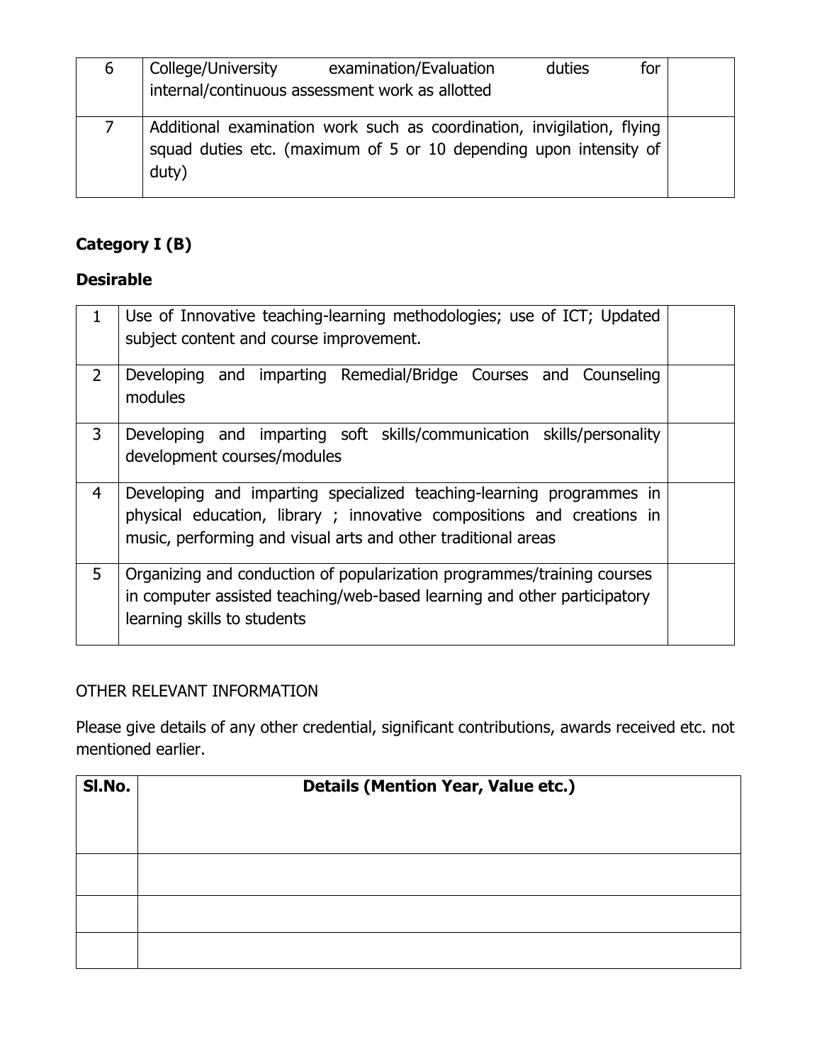| | | |
|---|---|---|
| 6 | College/University examination/Evaluation duties for internal/continuous assessment work as allotted | |
| 7 | Additional examination work such as coordination, invigilation, flying squad duties etc. (maximum of 5 or 10 depending upon intensity of duty) | |

**Category I (B)**

**Desirable**

| | | |
|---|---|---|
| 1 | Use of Innovative teaching-learning methodologies; use of ICT; Updated subject content and course improvement. | |
| 2 | Developing and imparting Remedial/Bridge Courses and Counseling modules | |
| 3 | Developing and imparting soft skills/communication skills/personality development courses/modules | |
| 4 | Developing and imparting specialized teaching-learning programmes in physical education, library ; innovative compositions and creations in music, performing and visual arts and other traditional areas | |
| 5 | Organizing and conduction of popularization programmes/training courses in computer assisted teaching/web-based learning and other participatory learning skills to students | |

OTHER RELEVANT INFORMATION

Please give details of any other credential, significant contributions, awards received etc. not mentioned earlier.

| Sl.No. | Details (Mention Year, Value etc.) |
|---|---|
| | |
| | |
| | |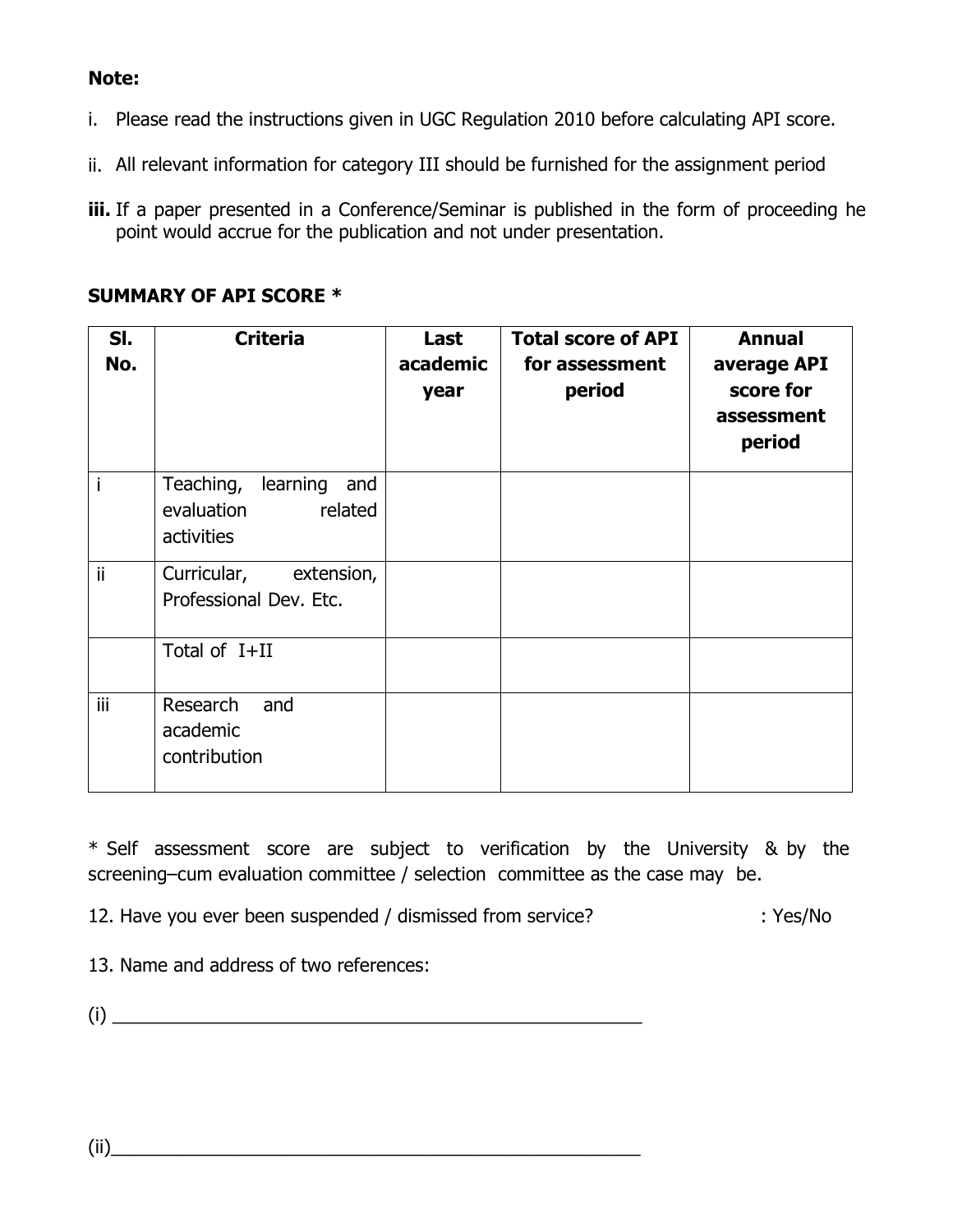**Note:**

i. Please read the instructions given in UGC Regulation 2010 before calculating API score.

ii. All relevant information for category III should be furnished for the assignment period

**iii.** If a paper presented in a Conference/Seminar is published in the form of proceeding he point would accrue for the publication and not under presentation.

**SUMMARY OF API SCORE ***

| **Sl. No.** | **Criteria** | **Last academic year** | **Total score of API for assessment period** | **Annual average API score for assessment period** |
|---|---|---|---|---|
| i | Teaching, learning and evaluation related activities | | | |
| ii | Curricular, extension, Professional Dev. Etc. | | | |
| | Total of I+II | | | |
| iii | Research and academic contribution | | | |

* Self assessment score are subject to verification by the University & by the screening–cum evaluation committee / selection committee as the case may be.

12. Have you ever been suspended / dismissed from service? : Yes/No

13. Name and address of two references:

(i) ____________________________________________________

(ii)____________________________________________________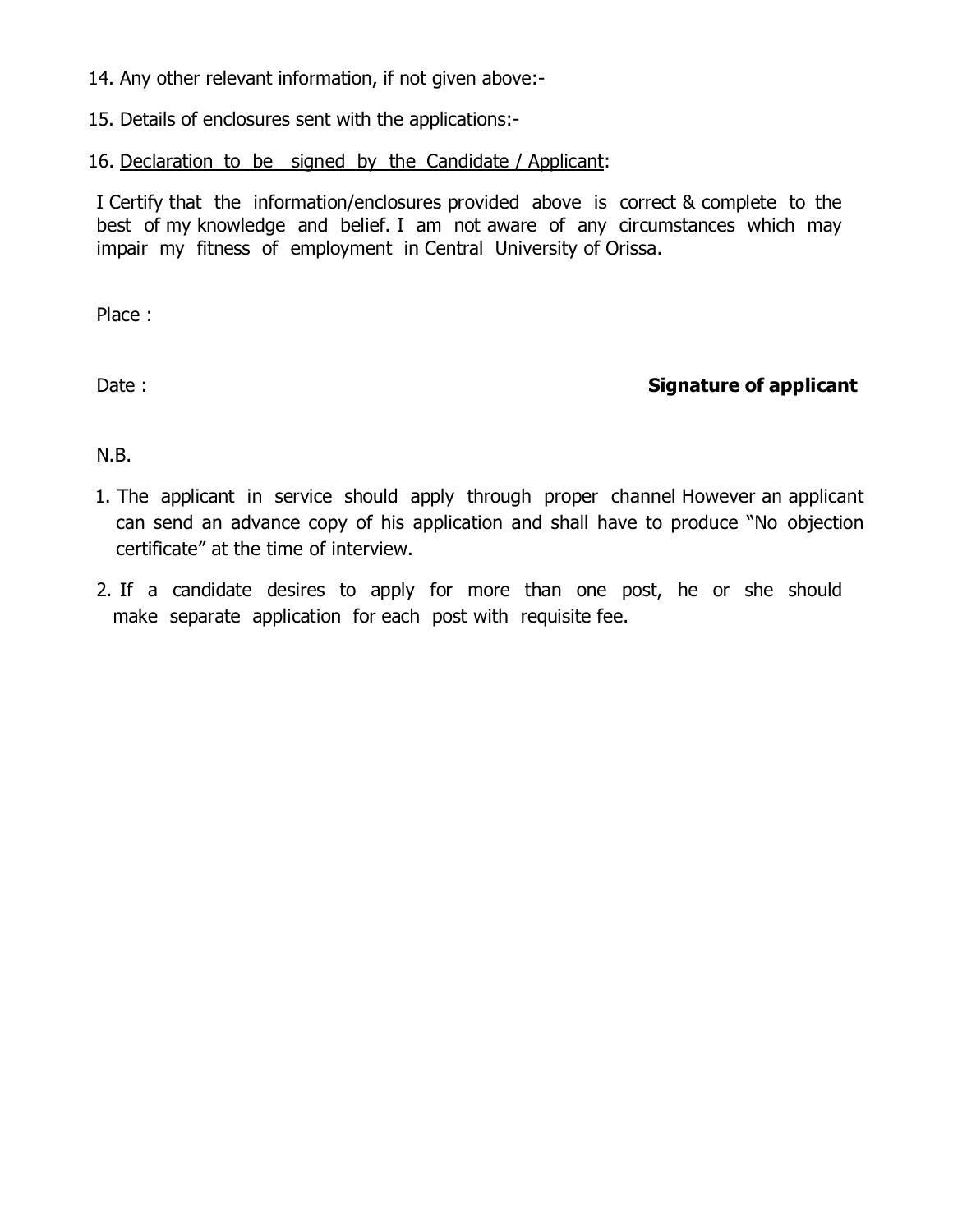14. Any other relevant information, if not given above:-

15. Details of enclosures sent with the applications:-

16. <u>Declaration to be signed by the Candidate / Applicant</u>:

I Certify that the information/enclosures provided above is correct & complete to the best of my knowledge and belief. I am not aware of any circumstances which may impair my fitness of employment in Central University of Orissa.

Place :

Date : **Signature of applicant**

N.B.

1. The applicant in service should apply through proper channel However an applicant can send an advance copy of his application and shall have to produce "No objection certificate" at the time of interview.
2. If a candidate desires to apply for more than one post, he or she should make separate application for each post with requisite fee.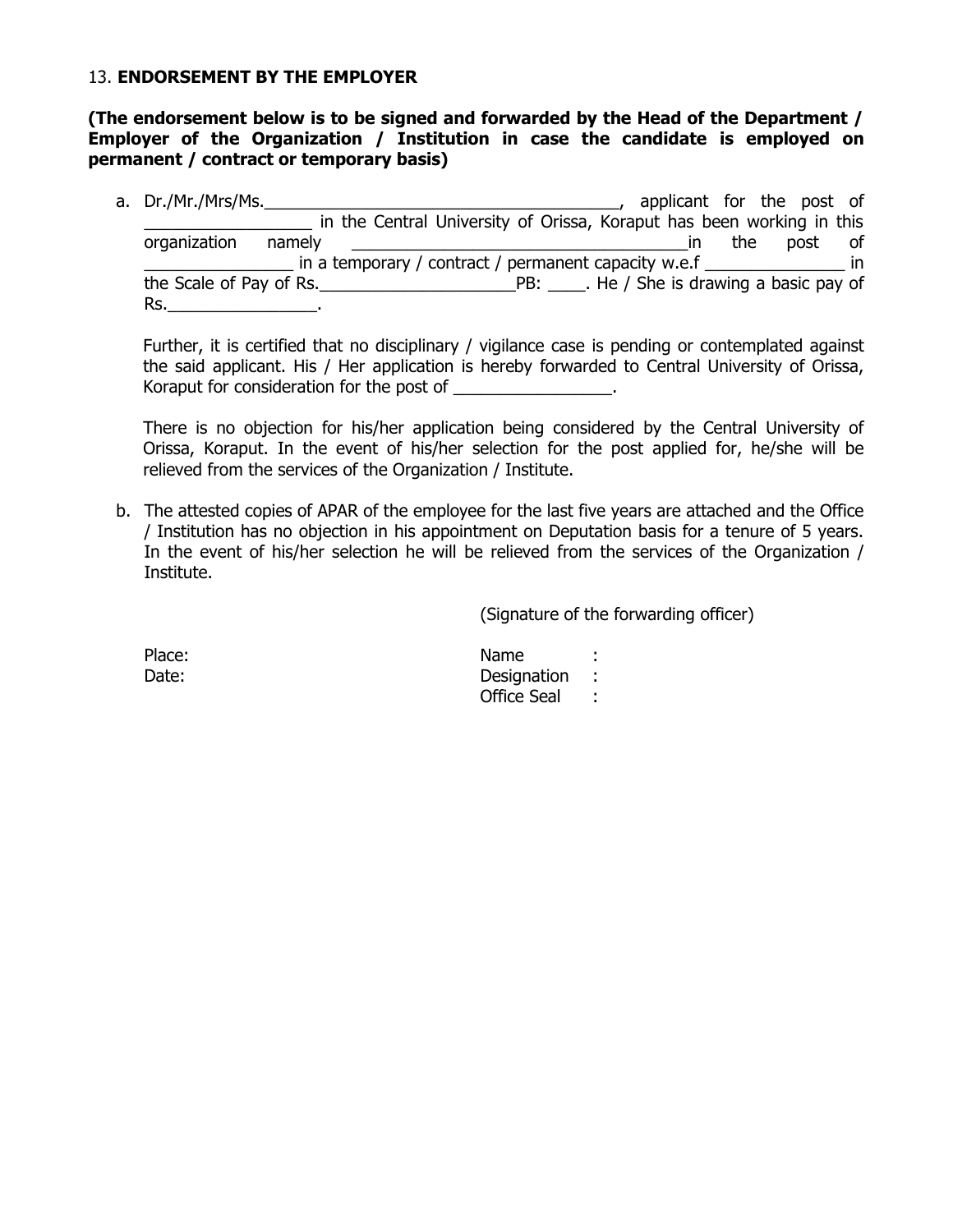13. **ENDORSEMENT BY THE EMPLOYER**

**(The endorsement below is to be signed and forwarded by the Head of the Department / Employer of the Organization / Institution in case the candidate is employed on permanent / contract or temporary basis)**

a. Dr./Mr./Mrs/Ms.________________________________________, applicant for the post of __________________ in the Central University of Orissa, Koraput has been working in this organization namely ______________________________________in the post of ________________ in a temporary / contract / permanent capacity w.e.f _______________ in the Scale of Pay of Rs.______________________PB: ____. He / She is drawing a basic pay of Rs.________________.

   Further, it is certified that no disciplinary / vigilance case is pending or contemplated against the said applicant. His / Her application is hereby forwarded to Central University of Orissa, Koraput for consideration for the post of _________________.

   There is no objection for his/her application being considered by the Central University of Orissa, Koraput. In the event of his/her selection for the post applied for, he/she will be relieved from the services of the Organization / Institute.

b. The attested copies of APAR of the employee for the last five years are attached and the Office / Institution has no objection in his appointment on Deputation basis for a tenure of 5 years. In the event of his/her selection he will be relieved from the services of the Organization / Institute.

(Signature of the forwarding officer)

Place:

Date:

Name :

Designation :

Office Seal :